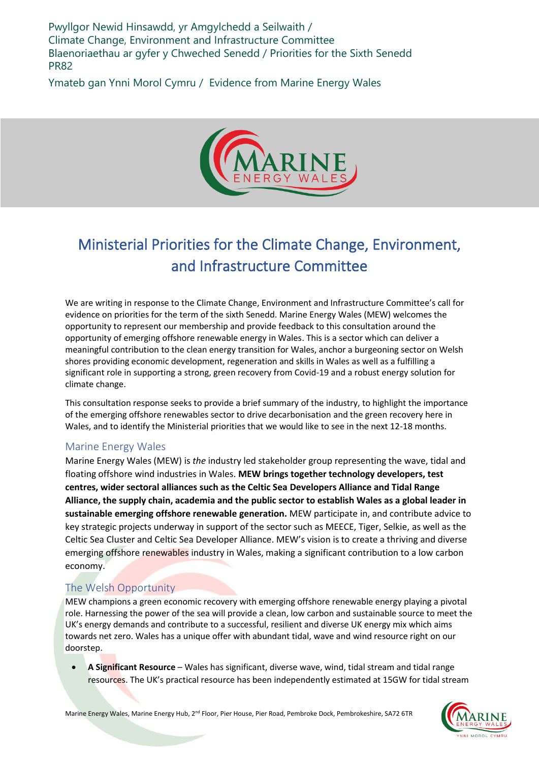Pwyllgor Newid Hinsawdd, yr Amgylchedd a Seilwaith /
Climate Change, Environment and Infrastructure Committee
Blaenoriaethau ar gyfer y Chweched Senedd / Priorities for the Sixth Senedd
PR82

Ymateb gan Ynni Morol Cymru / Evidence from Marine Energy Wales

# Ministerial Priorities for the Climate Change, Environment, and Infrastructure Committee

We are writing in response to the Climate Change, Environment and Infrastructure Committee's call for evidence on priorities for the term of the sixth Senedd. Marine Energy Wales (MEW) welcomes the opportunity to represent our membership and provide feedback to this consultation around the opportunity of emerging offshore renewable energy in Wales. This is a sector which can deliver a meaningful contribution to the clean energy transition for Wales, anchor a burgeoning sector on Welsh shores providing economic development, regeneration and skills in Wales as well as a fulfilling a significant role in supporting a strong, green recovery from Covid-19 and a robust energy solution for climate change.

This consultation response seeks to provide a brief summary of the industry, to highlight the importance of the emerging offshore renewables sector to drive decarbonisation and the green recovery here in Wales, and to identify the Ministerial priorities that we would like to see in the next 12-18 months.

## Marine Energy Wales

Marine Energy Wales (MEW) is *the* industry led stakeholder group representing the wave, tidal and floating offshore wind industries in Wales. **MEW brings together technology developers, test centres, wider sectoral alliances such as the Celtic Sea Developers Alliance and Tidal Range Alliance, the supply chain, academia and the public sector to establish Wales as a global leader in sustainable emerging offshore renewable generation.** MEW participate in, and contribute advice to key strategic projects underway in support of the sector such as MEECE, Tiger, Selkie, as well as the Celtic Sea Cluster and Celtic Sea Developer Alliance. MEW's vision is to create a thriving and diverse emerging offshore renewables industry in Wales, making a significant contribution to a low carbon economy.

## The Welsh Opportunity

MEW champions a green economic recovery with emerging offshore renewable energy playing a pivotal role. Harnessing the power of the sea will provide a clean, low carbon and sustainable source to meet the UK's energy demands and contribute to a successful, resilient and diverse UK energy mix which aims towards net zero. Wales has a unique offer with abundant tidal, wave and wind resource right on our doorstep.

- **A Significant Resource** – Wales has significant, diverse wave, wind, tidal stream and tidal range resources. The UK's practical resource has been independently estimated at 15GW for tidal stream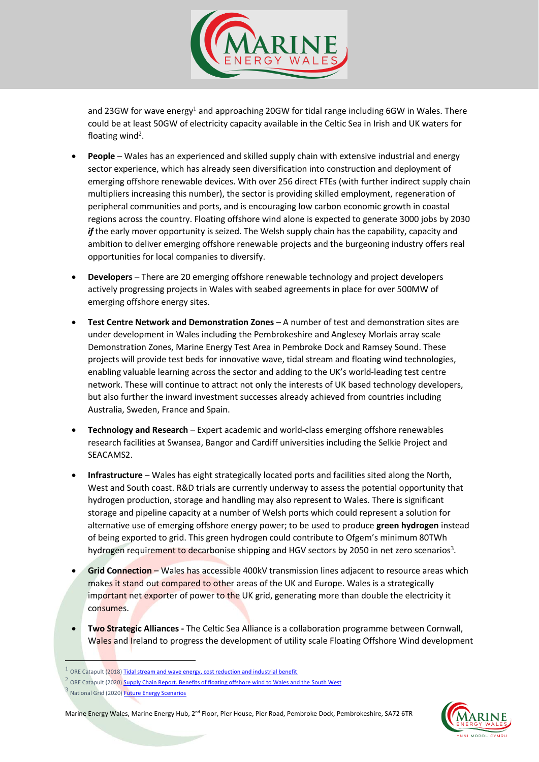and 23GW for wave energy[1] and approaching 20GW for tidal range including 6GW in Wales. There could be at least 50GW of electricity capacity available in the Celtic Sea in Irish and UK waters for floating wind[2].

- **People** – Wales has an experienced and skilled supply chain with extensive industrial and energy sector experience, which has already seen diversification into construction and deployment of emerging offshore renewable devices. With over 256 direct FTEs (with further indirect supply chain multipliers increasing this number), the sector is providing skilled employment, regeneration of peripheral communities and ports, and is encouraging low carbon economic growth in coastal regions across the country. Floating offshore wind alone is expected to generate 3000 jobs by 2030 ***if*** the early mover opportunity is seized. The Welsh supply chain has the capability, capacity and ambition to deliver emerging offshore renewable projects and the burgeoning industry offers real opportunities for local companies to diversify.

- **Developers** – There are 20 emerging offshore renewable technology and project developers actively progressing projects in Wales with seabed agreements in place for over 500MW of emerging offshore energy sites.

- **Test Centre Network and Demonstration Zones** – A number of test and demonstration sites are under development in Wales including the Pembrokeshire and Anglesey Morlais array scale Demonstration Zones, Marine Energy Test Area in Pembroke Dock and Ramsey Sound. These projects will provide test beds for innovative wave, tidal stream and floating wind technologies, enabling valuable learning across the sector and adding to the UK's world-leading test centre network. These will continue to attract not only the interests of UK based technology developers, but also further the inward investment successes already achieved from countries including Australia, Sweden, France and Spain.

- **Technology and Research** – Expert academic and world-class emerging offshore renewables research facilities at Swansea, Bangor and Cardiff universities including the Selkie Project and SEACAMS2.

- **Infrastructure** – Wales has eight strategically located ports and facilities sited along the North, West and South coast. R&D trials are currently underway to assess the potential opportunity that hydrogen production, storage and handling may also represent to Wales. There is significant storage and pipeline capacity at a number of Welsh ports which could represent a solution for alternative use of emerging offshore energy power; to be used to produce **green hydrogen** instead of being exported to grid. This green hydrogen could contribute to Ofgem's minimum 80TWh hydrogen requirement to decarbonise shipping and HGV sectors by 2050 in net zero scenarios[3].

- **Grid Connection** – Wales has accessible 400kV transmission lines adjacent to resource areas which makes it stand out compared to other areas of the UK and Europe. Wales is a strategically important net exporter of power to the UK grid, generating more than double the electricity it consumes.

- **Two Strategic Alliances -** The Celtic Sea Alliance is a collaboration programme between Cornwall, Wales and Ireland to progress the development of utility scale Floating Offshore Wind development

---

[1] ORE Catapult (2018) Tidal stream and wave energy, cost reduction and industrial benefit

[2] ORE Catapult (2020) Supply Chain Report. Benefits of floating offshore wind to Wales and the South West

[3] National Grid (2020) Future Energy Scenarios

Marine Energy Wales, Marine Energy Hub, 2nd Floor, Pier House, Pier Road, Pembroke Dock, Pembrokeshire, SA72 6TR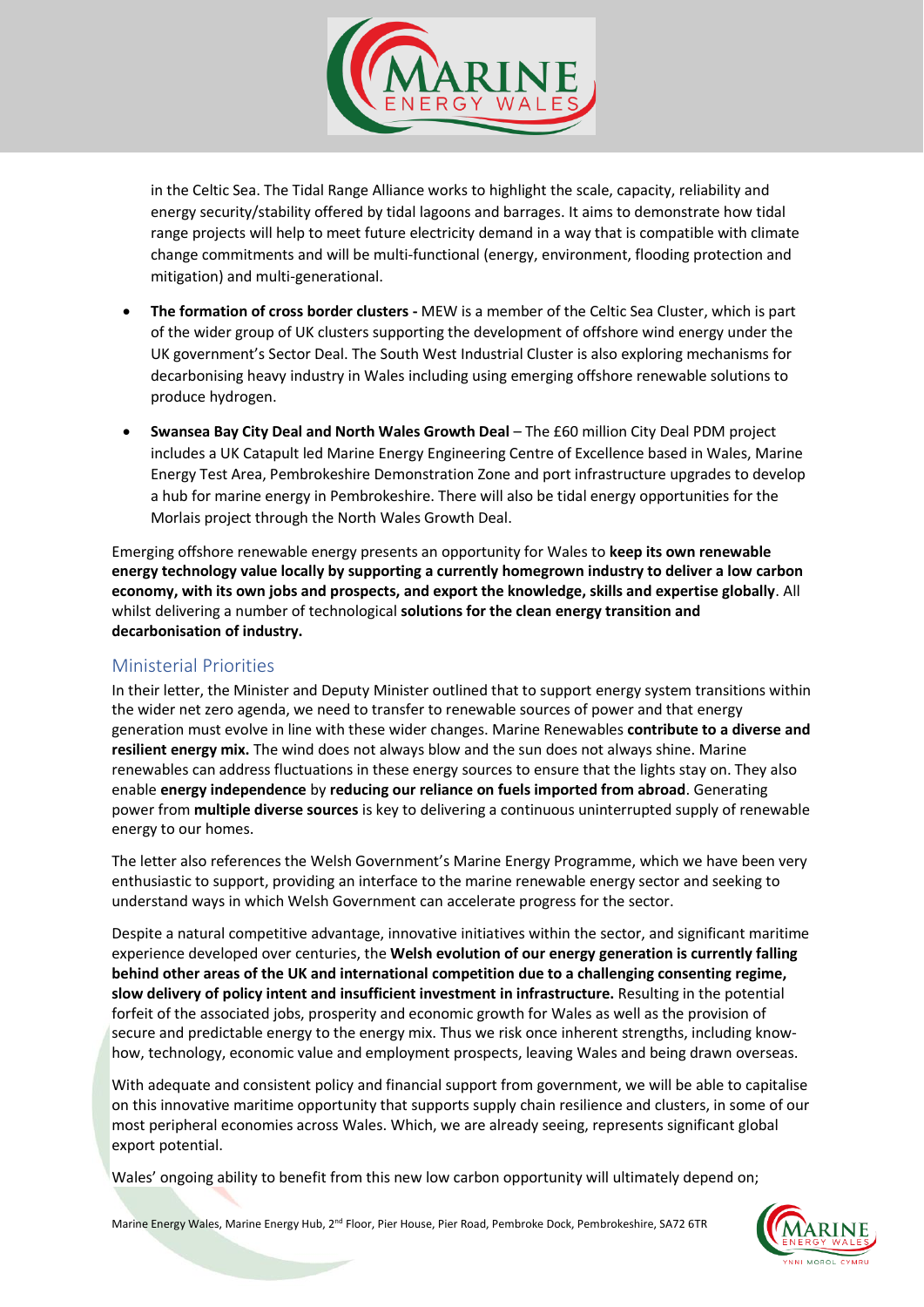in the Celtic Sea. The Tidal Range Alliance works to highlight the scale, capacity, reliability and energy security/stability offered by tidal lagoons and barrages. It aims to demonstrate how tidal range projects will help to meet future electricity demand in a way that is compatible with climate change commitments and will be multi-functional (energy, environment, flooding protection and mitigation) and multi-generational.

- **The formation of cross border clusters -** MEW is a member of the Celtic Sea Cluster, which is part of the wider group of UK clusters supporting the development of offshore wind energy under the UK government's Sector Deal. The South West Industrial Cluster is also exploring mechanisms for decarbonising heavy industry in Wales including using emerging offshore renewable solutions to produce hydrogen.
- **Swansea Bay City Deal and North Wales Growth Deal** – The £60 million City Deal PDM project includes a UK Catapult led Marine Energy Engineering Centre of Excellence based in Wales, Marine Energy Test Area, Pembrokeshire Demonstration Zone and port infrastructure upgrades to develop a hub for marine energy in Pembrokeshire. There will also be tidal energy opportunities for the Morlais project through the North Wales Growth Deal.

Emerging offshore renewable energy presents an opportunity for Wales to **keep its own renewable energy technology value locally by supporting a currently homegrown industry to deliver a low carbon economy, with its own jobs and prospects, and export the knowledge, skills and expertise globally**. All whilst delivering a number of technological **solutions for the clean energy transition and decarbonisation of industry.**

## Ministerial Priorities

In their letter, the Minister and Deputy Minister outlined that to support energy system transitions within the wider net zero agenda, we need to transfer to renewable sources of power and that energy generation must evolve in line with these wider changes. Marine Renewables **contribute to a diverse and resilient energy mix.** The wind does not always blow and the sun does not always shine. Marine renewables can address fluctuations in these energy sources to ensure that the lights stay on. They also enable **energy independence** by **reducing our reliance on fuels imported from abroad**. Generating power from **multiple diverse sources** is key to delivering a continuous uninterrupted supply of renewable energy to our homes.

The letter also references the Welsh Government's Marine Energy Programme, which we have been very enthusiastic to support, providing an interface to the marine renewable energy sector and seeking to understand ways in which Welsh Government can accelerate progress for the sector.

Despite a natural competitive advantage, innovative initiatives within the sector, and significant maritime experience developed over centuries, the **Welsh evolution of our energy generation is currently falling behind other areas of the UK and international competition due to a challenging consenting regime, slow delivery of policy intent and insufficient investment in infrastructure.** Resulting in the potential forfeit of the associated jobs, prosperity and economic growth for Wales as well as the provision of secure and predictable energy to the energy mix. Thus we risk once inherent strengths, including know-how, technology, economic value and employment prospects, leaving Wales and being drawn overseas.

With adequate and consistent policy and financial support from government, we will be able to capitalise on this innovative maritime opportunity that supports supply chain resilience and clusters, in some of our most peripheral economies across Wales. Which, we are already seeing, represents significant global export potential.

Wales' ongoing ability to benefit from this new low carbon opportunity will ultimately depend on;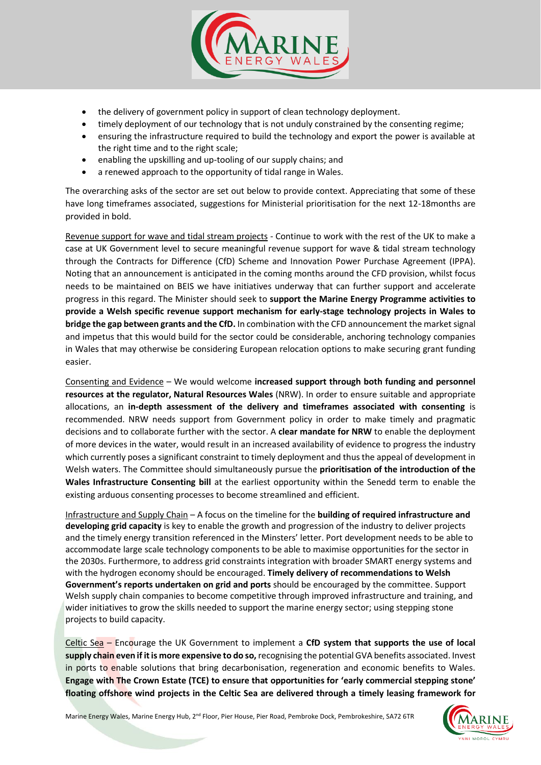- the delivery of government policy in support of clean technology deployment.
- timely deployment of our technology that is not unduly constrained by the consenting regime;
- ensuring the infrastructure required to build the technology and export the power is available at the right time and to the right scale;
- enabling the upskilling and up-tooling of our supply chains; and
- a renewed approach to the opportunity of tidal range in Wales.

The overarching asks of the sector are set out below to provide context. Appreciating that some of these have long timeframes associated, suggestions for Ministerial prioritisation for the next 12-18months are provided in bold.

Revenue support for wave and tidal stream projects - Continue to work with the rest of the UK to make a case at UK Government level to secure meaningful revenue support for wave & tidal stream technology through the Contracts for Difference (CfD) Scheme and Innovation Power Purchase Agreement (IPPA). Noting that an announcement is anticipated in the coming months around the CFD provision, whilst focus needs to be maintained on BEIS we have initiatives underway that can further support and accelerate progress in this regard. The Minister should seek to **support the Marine Energy Programme activities to provide a Welsh specific revenue support mechanism for early-stage technology projects in Wales to bridge the gap between grants and the CfD.** In combination with the CFD announcement the market signal and impetus that this would build for the sector could be considerable, anchoring technology companies in Wales that may otherwise be considering European relocation options to make securing grant funding easier.

Consenting and Evidence – We would welcome **increased support through both funding and personnel resources at the regulator, Natural Resources Wales** (NRW). In order to ensure suitable and appropriate allocations, an **in-depth assessment of the delivery and timeframes associated with consenting** is recommended. NRW needs support from Government policy in order to make timely and pragmatic decisions and to collaborate further with the sector. A **clear mandate for NRW** to enable the deployment of more devices in the water, would result in an increased availability of evidence to progress the industry which currently poses a significant constraint to timely deployment and thus the appeal of development in Welsh waters. The Committee should simultaneously pursue the **prioritisation of the introduction of the Wales Infrastructure Consenting bill** at the earliest opportunity within the Senedd term to enable the existing arduous consenting processes to become streamlined and efficient.

Infrastructure and Supply Chain – A focus on the timeline for the **building of required infrastructure and developing grid capacity** is key to enable the growth and progression of the industry to deliver projects and the timely energy transition referenced in the Minsters' letter. Port development needs to be able to accommodate large scale technology components to be able to maximise opportunities for the sector in the 2030s. Furthermore, to address grid constraints integration with broader SMART energy systems and with the hydrogen economy should be encouraged. **Timely delivery of recommendations to Welsh Government's reports undertaken on grid and ports** should be encouraged by the committee. Support Welsh supply chain companies to become competitive through improved infrastructure and training, and wider initiatives to grow the skills needed to support the marine energy sector; using stepping stone projects to build capacity.

Celtic Sea – Encourage the UK Government to implement a **CfD system that supports the use of local supply chain even if it is more expensive to do so,** recognising the potential GVA benefits associated. Invest in ports to enable solutions that bring decarbonisation, regeneration and economic benefits to Wales. **Engage with The Crown Estate (TCE) to ensure that opportunities for 'early commercial stepping stone' floating offshore wind projects in the Celtic Sea are delivered through a timely leasing framework for**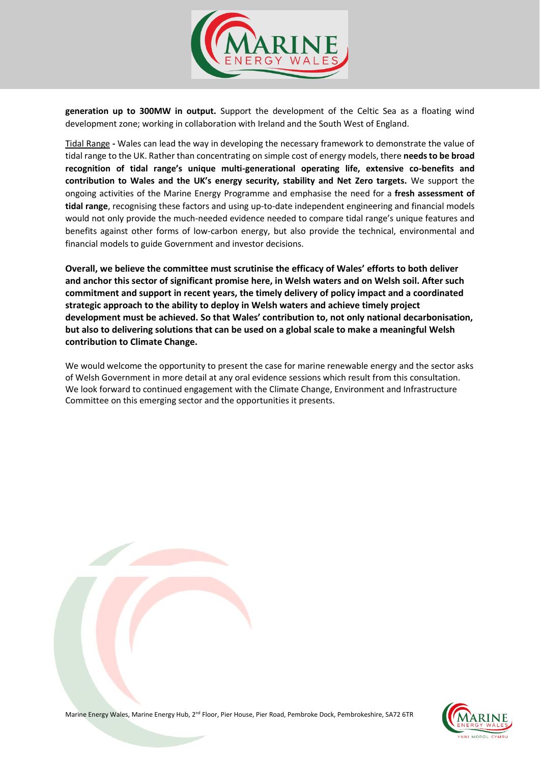**generation up to 300MW in output.** Support the development of the Celtic Sea as a floating wind development zone; working in collaboration with Ireland and the South West of England.

Tidal Range - Wales can lead the way in developing the necessary framework to demonstrate the value of tidal range to the UK. Rather than concentrating on simple cost of energy models, there **needs to be broad recognition of tidal range's unique multi-generational operating life, extensive co-benefits and contribution to Wales and the UK's energy security, stability and Net Zero targets.** We support the ongoing activities of the Marine Energy Programme and emphasise the need for a **fresh assessment of tidal range**, recognising these factors and using up-to-date independent engineering and financial models would not only provide the much-needed evidence needed to compare tidal range's unique features and benefits against other forms of low-carbon energy, but also provide the technical, environmental and financial models to guide Government and investor decisions.

**Overall, we believe the committee must scrutinise the efficacy of Wales' efforts to both deliver and anchor this sector of significant promise here, in Welsh waters and on Welsh soil. After such commitment and support in recent years, the timely delivery of policy impact and a coordinated strategic approach to the ability to deploy in Welsh waters and achieve timely project development must be achieved. So that Wales' contribution to, not only national decarbonisation, but also to delivering solutions that can be used on a global scale to make a meaningful Welsh contribution to Climate Change.**

We would welcome the opportunity to present the case for marine renewable energy and the sector asks of Welsh Government in more detail at any oral evidence sessions which result from this consultation. We look forward to continued engagement with the Climate Change, Environment and Infrastructure Committee on this emerging sector and the opportunities it presents.